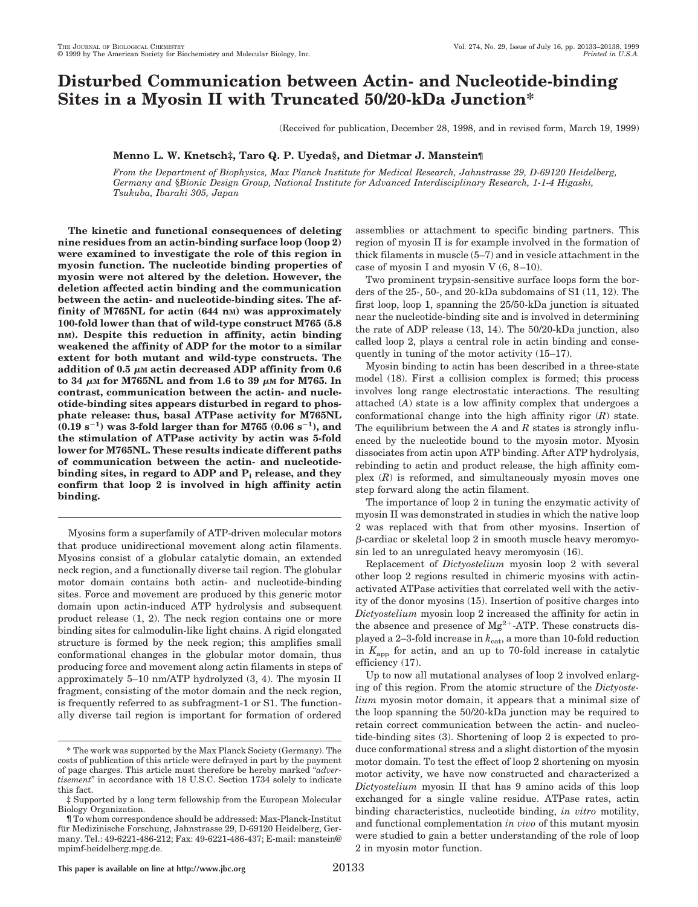# Disturbed Communication between Actin- and Nucleotide-binding Sites in a Myosin II with Truncated 50/20-kDa Junction*

(Received for publication, December 28, 1998, and in revised form, March 19, 1999)

**Menno L. W. Knetsch‡, Taro Q. P. Uyeda§, and Dietmar J. Manstein¶**

*From the Department of Biophysics, Max Planck Institute for Medical Research, Jahnstrasse 29, D-69120 Heidelberg, Germany and §Bionic Design Group, National Institute for Advanced Interdisciplinary Research, 1-1-4 Higashi, Tsukuba, Ibaraki 305, Japan*

**The kinetic and functional consequences of deleting nine residues from an actin-binding surface loop (loop 2) were examined to investigate the role of this region in myosin function. The nucleotide binding properties of myosin were not altered by the deletion. However, the deletion affected actin binding and the communication between the actin- and nucleotide-binding sites. The affinity of M765NL for actin (644 nM) was approximately 100-fold lower than that of wild-type construct M765 (5.8 nM). Despite this reduction in affinity, actin binding weakened the affinity of ADP for the motor to a similar extent for both mutant and wild-type constructs. The addition of 0.5 μM actin decreased ADP affinity from 0.6 to 34 μM for M765NL and from 1.6 to 39 μM for M765. In contrast, communication between the actin- and nucleotide-binding sites appears disturbed in regard to phosphate release: thus, basal ATPase activity for M765NL (0.19 $s^{-1}$) was 3-fold larger than for M765 (0.06 $s^{-1}$), and the stimulation of ATPase activity by actin was 5-fold lower for M765NL. These results indicate different paths of communication between the actin- and nucleotide-binding sites, in regard to ADP and $P_i$ release, and they confirm that loop 2 is involved in high affinity actin binding.**

Myosins form a superfamily of ATP-driven molecular motors that produce unidirectional movement along actin filaments. Myosins consist of a globular catalytic domain, an extended neck region, and a functionally diverse tail region. The globular motor domain contains both actin- and nucleotide-binding sites. Force and movement are produced by this generic motor domain upon actin-induced ATP hydrolysis and subsequent product release (1, 2). The neck region contains one or more binding sites for calmodulin-like light chains. A rigid elongated structure is formed by the neck region; this amplifies small conformational changes in the globular motor domain, thus producing force and movement along actin filaments in steps of approximately 5–10 nm/ATP hydrolyzed (3, 4). The myosin II fragment, consisting of the motor domain and the neck region, is frequently referred to as subfragment-1 or S1. The functionally diverse tail region is important for formation of ordered assemblies or attachment to specific binding partners. This region of myosin II is for example involved in the formation of thick filaments in muscle (5–7) and in vesicle attachment in the case of myosin I and myosin V (6, 8–10).

Two prominent trypsin-sensitive surface loops form the borders of the 25-, 50-, and 20-kDa subdomains of S1 (11, 12). The first loop, loop 1, spanning the 25/50-kDa junction is situated near the nucleotide-binding site and is involved in determining the rate of ADP release (13, 14). The 50/20-kDa junction, also called loop 2, plays a central role in actin binding and consequently in tuning of the motor activity (15–17).

Myosin binding to actin has been described in a three-state model (18). First a collision complex is formed; this process involves long range electrostatic interactions. The resulting attached (*A*) state is a low affinity complex that undergoes a conformational change into the high affinity rigor (*R*) state. The equilibrium between the *A* and *R* states is strongly influenced by the nucleotide bound to the myosin motor. Myosin dissociates from actin upon ATP binding. After ATP hydrolysis, rebinding to actin and product release, the high affinity complex (*R*) is reformed, and simultaneously myosin moves one step forward along the actin filament.

The importance of loop 2 in tuning the enzymatic activity of myosin II was demonstrated in studies in which the native loop 2 was replaced with that from other myosins. Insertion of β-cardiac or skeletal loop 2 in smooth muscle heavy meromyosin led to an unregulated heavy meromyosin (16).

Replacement of *Dictyostelium* myosin loop 2 with several other loop 2 regions resulted in chimeric myosins with actin-activated ATPase activities that correlated well with the activity of the donor myosins (15). Insertion of positive charges into *Dictyostelium* myosin loop 2 increased the affinity for actin in the absence and presence of $Mg^{2+}$-ATP. These constructs displayed a 2–3-fold increase in $k_{cat}$, a more than 10-fold reduction in $K_{app}$ for actin, and an up to 70-fold increase in catalytic efficiency (17).

Up to now all mutational analyses of loop 2 involved enlarging of this region. From the atomic structure of the *Dictyostelium* myosin motor domain, it appears that a minimal size of the loop spanning the 50/20-kDa junction may be required to retain correct communication between the actin- and nucleotide-binding sites (3). Shortening of loop 2 is expected to produce conformational stress and a slight distortion of the myosin motor domain. To test the effect of loop 2 shortening on myosin motor activity, we have now constructed and characterized a *Dictyostelium* myosin II that has 9 amino acids of this loop exchanged for a single valine residue. ATPase rates, actin binding characteristics, nucleotide binding, *in vitro* motility, and functional complementation *in vivo* of this mutant myosin were studied to gain a better understanding of the role of loop 2 in myosin motor function.

\* The work was supported by the Max Planck Society (Germany). The costs of publication of this article were defrayed in part by the payment of page charges. This article must therefore be hereby marked "*advertisement*" in accordance with 18 U.S.C. Section 1734 solely to indicate this fact.

‡ Supported by a long term fellowship from the European Molecular Biology Organization.

¶ To whom correspondence should be addressed: Max-Planck-Institut für Medizinische Forschung, Jahnstrasse 29, D-69120 Heidelberg, Germany. Tel.: 49-6221-486-212; Fax: 49-6221-486-437; E-mail: manstein@mpimf-heidelberg.mpg.de.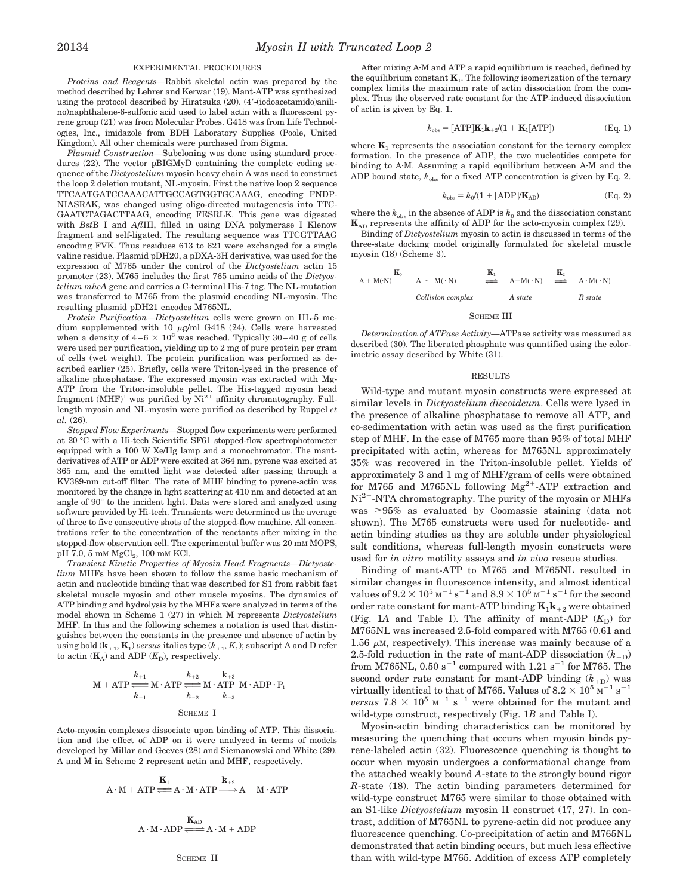## EXPERIMENTAL PROCEDURES

*Proteins and Reagents*—Rabbit skeletal actin was prepared by the method described by Lehrer and Kerwar (19). Mant-ATP was synthesized using the protocol described by Hiratsuka (20). (4′-(iodoacetamido)anilino)naphthalene-6-sulfonic acid used to label actin with a fluorescent pyrene group (21) was from Molecular Probes. G418 was from Life Technologies, Inc., imidazole from BDH Laboratory Supplies (Poole, United Kingdom). All other chemicals were purchased from Sigma.

*Plasmid Construction*—Subcloning was done using standard procedures (22). The vector pBIGMyD containing the complete coding sequence of the *Dictyostelium* myosin heavy chain A was used to construct the loop 2 deletion mutant, NL-myosin. First the native loop 2 sequence TTCAATGATCCAAACATTGCCAGTGGTGCAAAG, encoding FNDPNIASRAK, was changed using oligo-directed mutagenesis into TTCGAATCTAGACTTAAG, encoding FESRLK. This gene was digested with *Bst*B I and *Afl*III, filled in using DNA polymerase I Klenow fragment and self-ligated. The resulting sequence was TTCGTTAAG encoding FVK. Thus residues 613 to 621 were exchanged for a single valine residue. Plasmid pDH20, a pDXA-3H derivative, was used for the expression of M765 under the control of the *Dictyostelium* actin 15 promoter (23). M765 includes the first 765 amino acids of the *Dictyostelium mhcA* gene and carries a C-terminal His-7 tag. The NL-mutation was transferred to M765 from the plasmid encoding NL-myosin. The resulting plasmid pDH21 encodes M765NL.

*Protein Purification*—*Dictyostelium* cells were grown on HL-5 medium supplemented with 10 μg/ml G418 (24). Cells were harvested when a density of $4–6 \times 10^6$ was reached. Typically 30–40 g of cells were used per purification, yielding up to 2 mg of pure protein per gram of cells (wet weight). The protein purification was performed as described earlier (25). Briefly, cells were Triton-lysed in the presence of alkaline phosphatase. The expressed myosin was extracted with Mg-ATP from the Triton-insoluble pellet. The His-tagged myosin head fragment (MHF)[1] was purified by $Ni^{2+}$ affinity chromatography. Full-length myosin and NL-myosin were purified as described by Ruppel *et al.* (26).

*Stopped Flow Experiments*—Stopped flow experiments were performed at 20 °C with a Hi-tech Scientific SF61 stopped-flow spectrophotometer equipped with a 100 W Xe/Hg lamp and a monochromator. The mant-derivatives of ATP or ADP were excited at 364 nm, pyrene was excited at 365 nm, and the emitted light was detected after passing through a KV389-nm cut-off filter. The rate of MHF binding to pyrene-actin was monitored by the change in light scattering at 410 nm and detected at an angle of 90° to the incident light. Data were stored and analyzed using software provided by Hi-tech. Transients were determined as the average of three to five consecutive shots of the stopped-flow machine. All concentrations refer to the concentration of the reactants after mixing in the stopped-flow observation cell. The experimental buffer was 20 mM MOPS, pH 7.0, 5 mM $MgCl_2$, 100 mM KCl.

*Transient Kinetic Properties of Myosin Head Fragments*—*Dictyostelium* MHFs have been shown to follow the same basic mechanism of actin and nucleotide binding that was described for S1 from rabbit fast skeletal muscle myosin and other muscle myosins. The dynamics of ATP binding and hydrolysis by the MHFs were analyzed in terms of the model shown in Scheme 1 (27) in which M represents *Dictyostelium* MHF. In this and the following schemes a notation is used that distinguishes between the constants in the presence and absence of actin by using bold ($\mathbf{k}_{+1}$, $\mathbf{K}_1$) *versus* italics type ($k_{+1}$, $K_1$); subscript A and D refer to actin ($\mathbf{K}_A$) and ADP ($K_D$), respectively.

$$\mathrm{M + ATP} \underset{k_{-1}}{\overset{k_{+1}}{\rightleftharpoons}} \mathrm{M \cdot ATP} \underset{k_{-2}}{\overset{k_{+2}}{\rightleftharpoons}} \mathrm{M \cdot ATP} \underset{k_{-3}}{\overset{k_{+3}}{}} \mathrm{M \cdot ADP \cdot P_i}$$

SCHEME I

Acto-myosin complexes dissociate upon binding of ATP. This dissociation and the effect of ADP on it were analyzed in terms of models developed by Millar and Geeves (28) and Siemanowski and White (29). A and M in Scheme 2 represent actin and MHF, respectively.

$$\mathrm{A \cdot M + ATP} \overset{\mathbf{K}_1}{\rightleftharpoons} \mathrm{A \cdot M \cdot ATP} \overset{\mathbf{k}_{+2}}{\longrightarrow} \mathrm{A + M \cdot ATP}$$

$$\mathrm{A \cdot M \cdot ADP} \overset{\mathbf{K}_{AD}}{\rightleftharpoons} \mathrm{A \cdot M + ADP}$$

SCHEME II

After mixing A·M and ATP a rapid equilibrium is reached, defined by the equilibrium constant $\mathbf{K}_1$. The following isomerization of the ternary complex limits the maximum rate of actin dissociation from the complex. Thus the observed rate constant for the ATP-induced dissociation of actin is given by Eq. 1.

$$k_{obs} = [\mathrm{ATP}]\mathbf{K}_1\mathbf{k}_{+2}/(1 + \mathbf{K}_1[\mathrm{ATP}]) \quad \text{(Eq. 1)}$$

where $\mathbf{K}_1$ represents the association constant for the ternary complex formation. In the presence of ADP, the two nucleotides compete for binding to A·M. Assuming a rapid equilibrium between A·M and the ADP bound state, $k_{obs}$ for a fixed ATP concentration is given by Eq. 2.

$$k_{obs} = k_0/(1 + [\mathrm{ADP}]/\mathbf{K}_{AD}) \quad \text{(Eq. 2)}$$

where the $k_{obs}$ in the absence of ADP is $k_0$ and the dissociation constant $\mathbf{K}_{AD}$ represents the affinity of ADP for the acto-myosin complex (29).

Binding of *Dictyostelium* myosin to actin is discussed in terms of the three-state docking model originally formulated for skeletal muscle myosin (18) (Scheme 3).

$$\mathrm{A + M(\cdot N)} \overset{\mathbf{K}_0}{} \ \mathrm{A \sim M(\cdot N)} \overset{\mathbf{K}_1}{\rightleftharpoons} \mathrm{A{-}M(\cdot N)} \overset{\mathbf{K}_2}{\rightleftharpoons} \mathrm{A \cdot M(\cdot N)}$$

*Collision complex* — *A state* — *R state*

SCHEME III

*Determination of ATPase Activity*—ATPase activity was measured as described (30). The liberated phosphate was quantified using the colorimetric assay described by White (31).

## RESULTS

Wild-type and mutant myosin constructs were expressed at similar levels in *Dictyostelium discoideum*. Cells were lysed in the presence of alkaline phosphatase to remove all ATP, and co-sedimentation with actin was used as the first purification step of MHF. In the case of M765 more than 95% of total MHF precipitated with actin, whereas for M765NL approximately 35% was recovered in the Triton-insoluble pellet. Yields of approximately 3 and 1 mg of MHF/gram of cells were obtained for M765 and M765NL following $Mg^{2+}$-ATP extraction and $Ni^{2+}$-NTA chromatography. The purity of the myosin or MHFs was ≥95% as evaluated by Coomassie staining (data not shown). The M765 constructs were used for nucleotide- and actin binding studies as they are soluble under physiological salt conditions, whereas full-length myosin constructs were used for *in vitro* motility assays and *in vivo* rescue studies.

Binding of mant-ATP to M765 and M765NL resulted in similar changes in fluorescence intensity, and almost identical values of $9.2 \times 10^5\ \mathrm{M}^{-1}\,\mathrm{s}^{-1}$ and $8.9 \times 10^5\ \mathrm{M}^{-1}\,\mathrm{s}^{-1}$ for the second order rate constant for mant-ATP binding $\mathbf{K}_1\mathbf{k}_{+2}$ were obtained (Fig. 1*A* and Table I). The affinity of mant-ADP ($K_D$) for M765NL was increased 2.5-fold compared with M765 (0.61 and 1.56 μM, respectively). This increase was mainly because of a 2.5-fold reduction in the rate of mant-ADP dissociation ($k_{-D}$) from M765NL, 0.50 $\mathrm{s}^{-1}$ compared with 1.21 $\mathrm{s}^{-1}$ for M765. The second order rate constant for mant-ADP binding ($k_{+D}$) was virtually identical to that of M765. Values of $8.2 \times 10^5\ \mathrm{M}^{-1}\,\mathrm{s}^{-1}$ *versus* $7.8 \times 10^5\ \mathrm{M}^{-1}\,\mathrm{s}^{-1}$ were obtained for the mutant and wild-type construct, respectively (Fig. 1*B* and Table I).

Myosin-actin binding characteristics can be monitored by measuring the quenching that occurs when myosin binds pyrene-labeled actin (32). Fluorescence quenching is thought to occur when myosin undergoes a conformational change from the attached weakly bound *A*-state to the strongly bound rigor *R*-state (18). The actin binding parameters determined for wild-type construct M765 were similar to those obtained with an S1-like *Dictyostelium* myosin II construct (17, 27). In contrast, addition of M765NL to pyrene-actin did not produce any fluorescence quenching. Co-precipitation of actin and M765NL demonstrated that actin binding occurs, but much less effective than with wild-type M765. Addition of excess ATP completely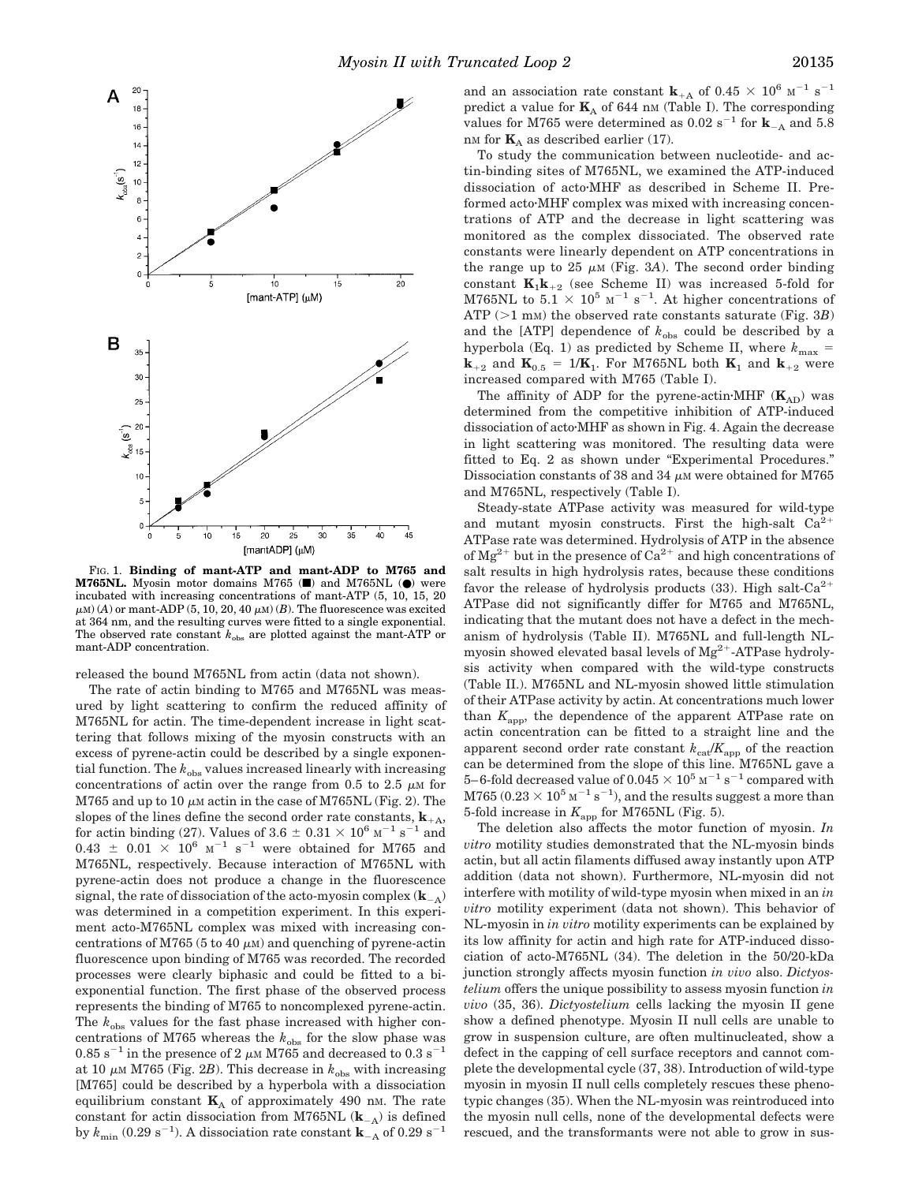FIG. 1. **Binding of mant-ATP and mant-ADP to M765 and M765NL.** Myosin motor domains M765 (■) and M765NL (●) were incubated with increasing concentrations of mant-ATP (5, 10, 15, 20 μM) (*A*) or mant-ADP (5, 10, 20, 40 μM) (*B*). The fluorescence was excited at 364 nm, and the resulting curves were fitted to a single exponential. The observed rate constant $k_{obs}$ are plotted against the mant-ATP or mant-ADP concentration.

released the bound M765NL from actin (data not shown).

The rate of actin binding to M765 and M765NL was measured by light scattering to confirm the reduced affinity of M765NL for actin. The time-dependent increase in light scattering that follows mixing of the myosin constructs with an excess of pyrene-actin could be described by a single exponential function. The $k_{obs}$ values increased linearly with increasing concentrations of actin over the range from 0.5 to 2.5 μM for M765 and up to 10 μM actin in the case of M765NL (Fig. 2). The slopes of the lines define the second order rate constants, $\mathbf{k}_{+A}$, for actin binding (27). Values of $3.6 \pm 0.31 \times 10^6$ $M^{-1}$ $s^{-1}$ and $0.43 \pm 0.01 \times 10^6$ $M^{-1}$ $s^{-1}$ were obtained for M765 and M765NL, respectively. Because interaction of M765NL with pyrene-actin does not produce a change in the fluorescence signal, the rate of dissociation of the acto-myosin complex ($\mathbf{k}_{-A}$) was determined in a competition experiment. In this experiment acto-M765NL complex was mixed with increasing concentrations of M765 (5 to 40 μM) and quenching of pyrene-actin fluorescence upon binding of M765 was recorded. The recorded processes were clearly biphasic and could be fitted to a biexponential function. The first phase of the observed process represents the binding of M765 to noncomplexed pyrene-actin. The $k_{obs}$ values for the fast phase increased with higher concentrations of M765 whereas the $k_{obs}$ for the slow phase was 0.85 $s^{-1}$ in the presence of 2 μM M765 and decreased to 0.3 $s^{-1}$ at 10 μM M765 (Fig. 2*B*). This decrease in $k_{obs}$ with increasing [M765] could be described by a hyperbola with a dissociation equilibrium constant $\mathbf{K}_A$ of approximately 490 nM. The rate constant for actin dissociation from M765NL ($\mathbf{k}_{-A}$) is defined by $k_{min}$ (0.29 $s^{-1}$). A dissociation rate constant $\mathbf{k}_{-A}$ of 0.29 $s^{-1}$ and an association rate constant $\mathbf{k}_{+A}$ of $0.45 \times 10^6$ $M^{-1}$ $s^{-1}$ predict a value for $\mathbf{K}_A$ of 644 nM (Table I). The corresponding values for M765 were determined as 0.02 $s^{-1}$ for $\mathbf{k}_{-A}$ and 5.8 nM for $\mathbf{K}_A$ as described earlier (17).

To study the communication between nucleotide- and actin-binding sites of M765NL, we examined the ATP-induced dissociation of acto·MHF as described in Scheme II. Preformed acto·MHF complex was mixed with increasing concentrations of ATP and the decrease in light scattering was monitored as the complex dissociated. The observed rate constants were linearly dependent on ATP concentrations in the range up to 25 μM (Fig. 3*A*). The second order binding constant $\mathbf{K}_1\mathbf{k}_{+2}$ (see Scheme II) was increased 5-fold for M765NL to $5.1 \times 10^5$ $M^{-1}$ $s^{-1}$. At higher concentrations of ATP (>1 mM) the observed rate constants saturate (Fig. 3*B*) and the [ATP] dependence of $k_{obs}$ could be described by a hyperbola (Eq. 1) as predicted by Scheme II, where $k_{max} = \mathbf{k}_{+2}$ and $\mathbf{K}_{0.5} = 1/\mathbf{K}_1$. For M765NL both $\mathbf{K}_1$ and $\mathbf{k}_{+2}$ were increased compared with M765 (Table I).

The affinity of ADP for the pyrene-actin·MHF ($\mathbf{K}_{AD}$) was determined from the competitive inhibition of ATP-induced dissociation of acto·MHF as shown in Fig. 4. Again the decrease in light scattering was monitored. The resulting data were fitted to Eq. 2 as shown under "Experimental Procedures." Dissociation constants of 38 and 34 μM were obtained for M765 and M765NL, respectively (Table I).

Steady-state ATPase activity was measured for wild-type and mutant myosin constructs. First the high-salt $Ca^{2+}$ ATPase rate was determined. Hydrolysis of ATP in the absence of $Mg^{2+}$ but in the presence of $Ca^{2+}$ and high concentrations of salt results in high hydrolysis rates, because these conditions favor the release of hydrolysis products (33). High salt-$Ca^{2+}$ ATPase did not significantly differ for M765 and M765NL, indicating that the mutant does not have a defect in the mechanism of hydrolysis (Table II). M765NL and full-length NL-myosin showed elevated basal levels of $Mg^{2+}$-ATPase hydrolysis activity when compared with the wild-type constructs (Table II.). M765NL and NL-myosin showed little stimulation of their ATPase activity by actin. At concentrations much lower than $K_{app}$, the dependence of the apparent ATPase rate on actin concentration can be fitted to a straight line and the apparent second order rate constant $k_{cat}/K_{app}$ of the reaction can be determined from the slope of this line. M765NL gave a 5–6-fold decreased value of $0.045 \times 10^5$ $M^{-1}$ $s^{-1}$ compared with M765 ($0.23 \times 10^5$ $M^{-1}$ $s^{-1}$), and the results suggest a more than 5-fold increase in $K_{app}$ for M765NL (Fig. 5).

The deletion also affects the motor function of myosin. *In vitro* motility studies demonstrated that the NL-myosin binds actin, but all actin filaments diffused away instantly upon ATP addition (data not shown). Furthermore, NL-myosin did not interfere with motility of wild-type myosin when mixed in an *in vitro* motility experiment (data not shown). This behavior of NL-myosin in *in vitro* motility experiments can be explained by its low affinity for actin and high rate for ATP-induced dissociation of acto-M765NL (34). The deletion in the 50/20-kDa junction strongly affects myosin function *in vivo* also. *Dictyostelium* offers the unique possibility to assess myosin function *in vivo* (35, 36). *Dictyostelium* cells lacking the myosin II gene show a defined phenotype. Myosin II null cells are unable to grow in suspension culture, are often multinucleated, show a defect in the capping of cell surface receptors and cannot complete the developmental cycle (37, 38). Introduction of wild-type myosin in myosin II null cells completely rescues these phenotypic changes (35). When the NL-myosin was reintroduced into the myosin null cells, none of the developmental defects were rescued, and the transformants were not able to grow in sus-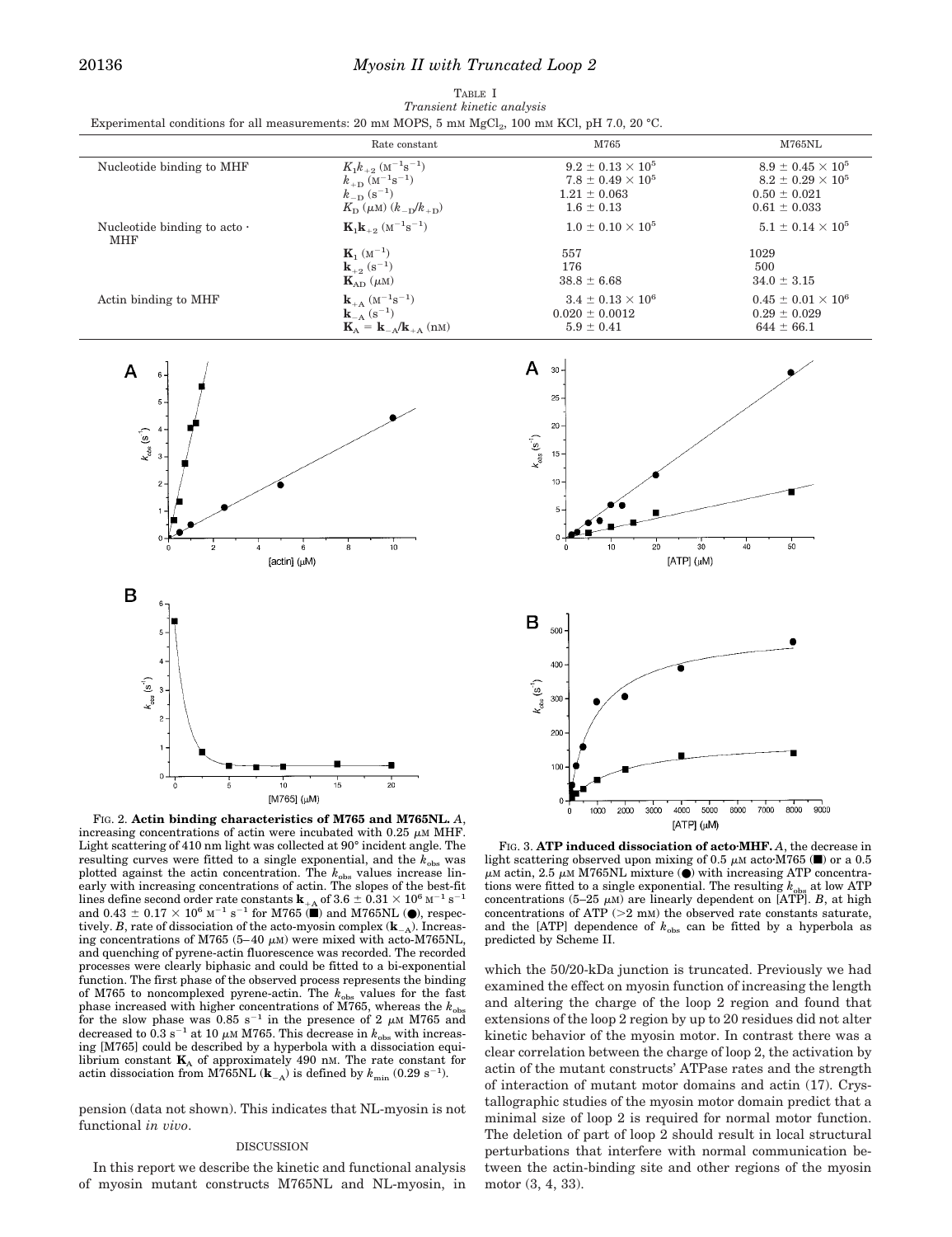TABLE I
*Transient kinetic analysis*

Experimental conditions for all measurements: 20 mM MOPS, 5 mM $MgCl_2$, 100 mM KCl, pH 7.0, 20 °C.

| | Rate constant | M765 | M765NL |
|---|---|---|---|
| Nucleotide binding to MHF | $K_1k_{+2}$ ($M^{-1}s^{-1}$) | $9.2 \pm 0.13 \times 10^5$ | $8.9 \pm 0.45 \times 10^5$ |
| | $k_{+D}$ ($M^{-1}s^{-1}$) | $7.8 \pm 0.49 \times 10^5$ | $8.2 \pm 0.29 \times 10^5$ |
| | $k_{-D}$ ($s^{-1}$) | $1.21 \pm 0.063$ | $0.50 \pm 0.021$ |
| | $K_D$ (μM) ($k_{-D}/k_{+D}$) | $1.6 \pm 0.13$ | $0.61 \pm 0.033$ |
| Nucleotide binding to acto · MHF | $\mathbf{K}_1\mathbf{k}_{+2}$ ($M^{-1}s^{-1}$) | $1.0 \pm 0.10 \times 10^5$ | $5.1 \pm 0.14 \times 10^5$ |
| | $\mathbf{K}_1$ ($M^{-1}$) | 557 | 1029 |
| | $\mathbf{k}_{+2}$ ($s^{-1}$) | 176 | 500 |
| | $\mathbf{K}_{AD}$ (μM) | $38.8 \pm 6.68$ | $34.0 \pm 3.15$ |
| Actin binding to MHF | $\mathbf{k}_{+A}$ ($M^{-1}s^{-1}$) | $3.4 \pm 0.13 \times 10^6$ | $0.45 \pm 0.01 \times 10^6$ |
| | $\mathbf{k}_{-A}$ ($s^{-1}$) | $0.020 \pm 0.0012$ | $0.29 \pm 0.029$ |
| | $\mathbf{K}_A = \mathbf{k}_{-A}/\mathbf{k}_{+A}$ (nM) | $5.9 \pm 0.41$ | $644 \pm 66.1$ |

FIG. 2. **Actin binding characteristics of M765 and M765NL.** *A*, increasing concentrations of actin were incubated with 0.25 μM MHF. Light scattering of 410 nm light was collected at 90° incident angle. The resulting curves were fitted to a single exponential, and the $k_{obs}$ was plotted against the actin concentration. The $k_{obs}$ values increase linearly with increasing concentrations of actin. The slopes of the best-fit lines define second order rate constants $\mathbf{k}_{+A}$ of $3.6 \pm 0.31 \times 10^6$ $M^{-1}$ $s^{-1}$ and $0.43 \pm 0.17 \times 10^6$ $M^{-1}$ $s^{-1}$ for M765 (■) and M765NL (●), respectively. *B*, rate of dissociation of the acto-myosin complex ($\mathbf{k}_{-A}$). Increasing concentrations of M765 (5–40 μM) were mixed with acto-M765NL, and quenching of pyrene-actin fluorescence was recorded. The recorded processes were clearly biphasic and could be fitted to a bi-exponential function. The first phase of the observed process represents the binding of M765 to noncomplexed pyrene-actin. The $k_{obs}$ values for the fast phase increased with higher concentrations of M765, whereas the $k_{obs}$ for the slow phase was 0.85 $s^{-1}$ in the presence of 2 μM M765 and decreased to 0.3 $s^{-1}$ at 10 μM M765. This decrease in $k_{obs}$ with increasing [M765] could be described by a hyperbola with a dissociation equilibrium constant $\mathbf{K}_A$ of approximately 490 nM. The rate constant for actin dissociation from M765NL ($\mathbf{k}_{-A}$) is defined by $k_{min}$ (0.29 $s^{-1}$).

FIG. 3. **ATP induced dissociation of acto·MHF.** *A*, the decrease in light scattering observed upon mixing of 0.5 μM acto·M765 (■) or a 0.5 μM actin, 2.5 μM M765NL mixture (●) with increasing ATP concentrations were fitted to a single exponential. The resulting $k_{obs}$ at low ATP concentrations (5–25 μM) are linearly dependent on [ATP]. *B*, at high concentrations of ATP (>2 mM) the observed rate constants saturate, and the [ATP] dependence of $k_{obs}$ can be fitted by a hyperbola as predicted by Scheme II.

pension (data not shown). This indicates that NL-myosin is not functional *in vivo*.

## DISCUSSION

In this report we describe the kinetic and functional analysis of myosin mutant constructs M765NL and NL-myosin, in which the 50/20-kDa junction is truncated. Previously we had examined the effect on myosin function of increasing the length and altering the charge of the loop 2 region and found that extensions of the loop 2 region by up to 20 residues did not alter kinetic behavior of the myosin motor. In contrast there was a clear correlation between the charge of loop 2, the activation by actin of the mutant constructs' ATPase rates and the strength of interaction of mutant motor domains and actin (17). Crystallographic studies of the myosin motor domain predict that a minimal size of loop 2 is required for normal motor function. The deletion of part of loop 2 should result in local structural perturbations that interfere with normal communication between the actin-binding site and other regions of the myosin motor (3, 4, 33).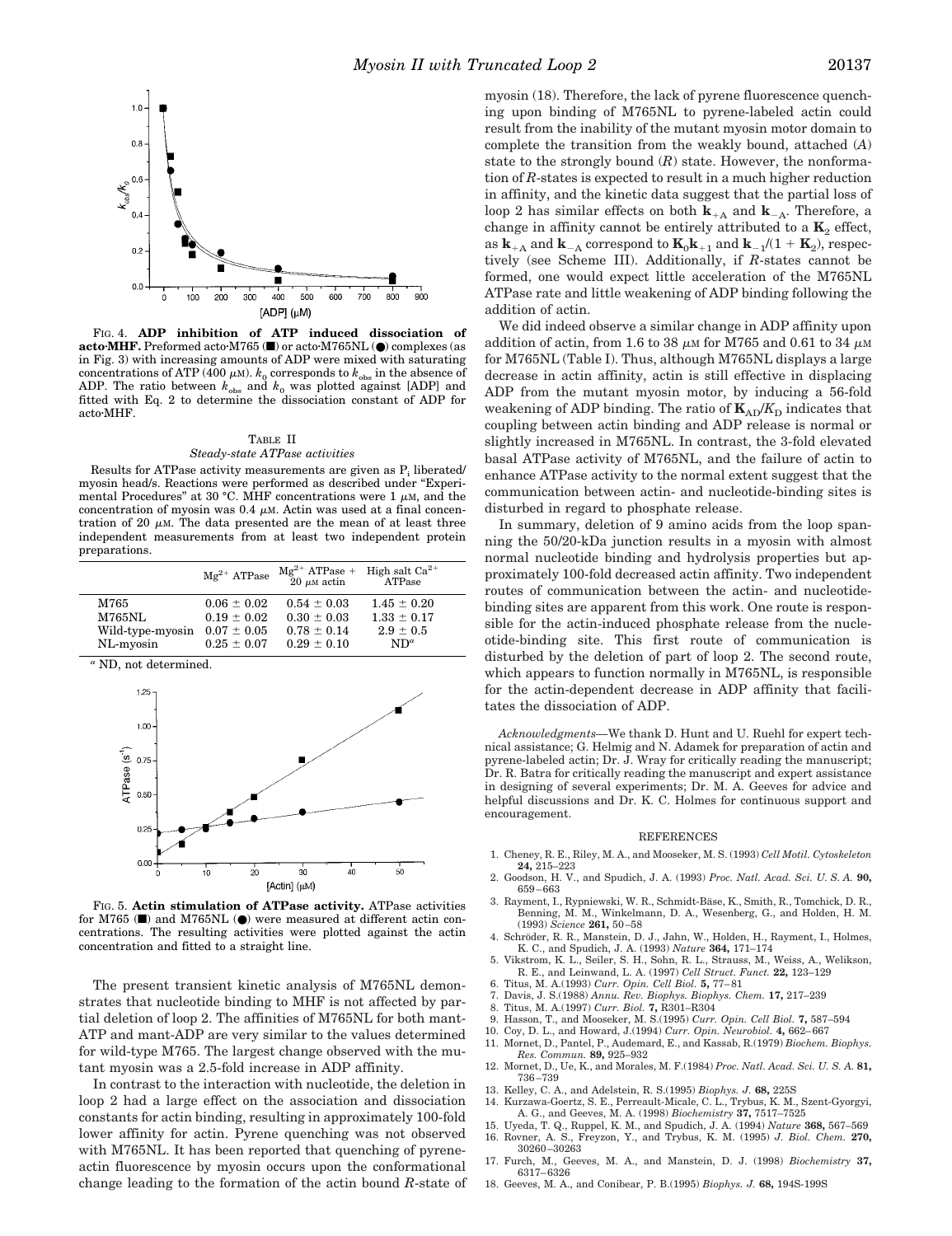FIG. 4. **ADP inhibition of ATP induced dissociation of acto·MHF.** Preformed acto·M765 (■) or acto·M765NL (●) complexes (as in Fig. 3) with increasing amounts of ADP were mixed with saturating concentrations of ATP (400 μM). $k_0$ corresponds to $k_{obs}$ in the absence of ADP. The ratio between $k_{obs}$ and $k_0$ was plotted against [ADP] and fitted with Eq. 2 to determine the dissociation constant of ADP for acto·MHF.

TABLE II
*Steady-state ATPase activities*

Results for ATPase activity measurements are given as $P_i$ liberated/myosin head/s. Reactions were performed as described under "Experimental Procedures" at 30 °C. MHF concentrations were 1 μM, and the concentration of myosin was 0.4 μM. Actin was used at a final concentration of 20 μM. The data presented are the mean of at least three independent measurements from at least two independent protein preparations.

| | $Mg^{2+}$ ATPase | $Mg^{2+}$ ATPase + 20 μM actin | High salt $Ca^{2+}$ ATPase |
|---|---|---|---|
| M765 | 0.06 ± 0.02 | 0.54 ± 0.03 | 1.45 ± 0.20 |
| M765NL | 0.19 ± 0.02 | 0.30 ± 0.03 | 1.33 ± 0.17 |
| Wild-type-myosin | 0.07 ± 0.05 | 0.78 ± 0.14 | 2.9 ± 0.5 |
| NL-myosin | 0.25 ± 0.07 | 0.29 ± 0.10 | ND[a] |

[a] ND, not determined.

FIG. 5. **Actin stimulation of ATPase activity.** ATPase activities for M765 (■) and M765NL (●) were measured at different actin concentrations. The resulting activities were plotted against the actin concentration and fitted to a straight line.

The present transient kinetic analysis of M765NL demonstrates that nucleotide binding to MHF is not affected by partial deletion of loop 2. The affinities of M765NL for both mant-ATP and mant-ADP are very similar to the values determined for wild-type M765. The largest change observed with the mutant myosin was a 2.5-fold increase in ADP affinity.

In contrast to the interaction with nucleotide, the deletion in loop 2 had a large effect on the association and dissociation constants for actin binding, resulting in approximately 100-fold lower affinity for actin. Pyrene quenching was not observed with M765NL. It has been reported that quenching of pyrene-actin fluorescence by myosin occurs upon the conformational change leading to the formation of the actin bound *R*-state of myosin (18). Therefore, the lack of pyrene fluorescence quenching upon binding of M765NL to pyrene-labeled actin could result from the inability of the mutant myosin motor domain to complete the transition from the weakly bound, attached (*A*) state to the strongly bound (*R*) state. However, the nonformation of *R*-states is expected to result in a much higher reduction in affinity, and the kinetic data suggest that the partial loss of loop 2 has similar effects on both $\mathbf{k}_{+A}$ and $\mathbf{k}_{-A}$. Therefore, a change in affinity cannot be entirely attributed to a $\mathbf{K}_2$ effect, as $\mathbf{k}_{+A}$ and $\mathbf{k}_{-A}$ correspond to $\mathbf{K}_0\mathbf{k}_{+1}$ and $\mathbf{k}_{-1}/(1 + \mathbf{K}_2)$, respectively (see Scheme III). Additionally, if *R*-states cannot be formed, one would expect little acceleration of the M765NL ATPase rate and little weakening of ADP binding following the addition of actin.

We did indeed observe a similar change in ADP affinity upon addition of actin, from 1.6 to 38 μM for M765 and 0.61 to 34 μM for M765NL (Table I). Thus, although M765NL displays a large decrease in actin affinity, actin is still effective in displacing ADP from the mutant myosin motor, by inducing a 56-fold weakening of ADP binding. The ratio of $\mathbf{K}_{AD}/K_D$ indicates that coupling between actin binding and ADP release is normal or slightly increased in M765NL. In contrast, the 3-fold elevated basal ATPase activity of M765NL, and the failure of actin to enhance ATPase activity to the normal extent suggest that the communication between actin- and nucleotide-binding sites is disturbed in regard to phosphate release.

In summary, deletion of 9 amino acids from the loop spanning the 50/20-kDa junction results in a myosin with almost normal nucleotide binding and hydrolysis properties but approximately 100-fold decreased actin affinity. Two independent routes of communication between the actin- and nucleotide-binding sites are apparent from this work. One route is responsible for the actin-induced phosphate release from the nucleotide-binding site. This first route of communication is disturbed by the deletion of part of loop 2. The second route, which appears to function normally in M765NL, is responsible for the actin-dependent decrease in ADP affinity that facilitates the dissociation of ADP.

*Acknowledgments*—We thank D. Hunt and U. Ruehl for expert technical assistance; G. Helmig and N. Adamek for preparation of actin and pyrene-labeled actin; Dr. J. Wray for critically reading the manuscript; Dr. R. Batra for critically reading the manuscript and expert assistance in designing of several experiments; Dr. M. A. Geeves for advice and helpful discussions and Dr. K. C. Holmes for continuous support and encouragement.

## REFERENCES

1. Cheney, R. E., Riley, M. A., and Mooseker, M. S. (1993) *Cell Motil. Cytoskeleton* **24,** 215–223
2. Goodson, H. V., and Spudich, J. A. (1993) *Proc. Natl. Acad. Sci. U. S. A.* **90,** 659–663
3. Rayment, I., Rypniewski, W. R., Schmidt-Bäse, K., Smith, R., Tomchick, D. R., Benning, M. M., Winkelmann, D. A., Wesenberg, G., and Holden, H. M. (1993) *Science* **261,** 50–58
4. Schröder, R. R., Manstein, D. J., Jahn, W., Holden, H., Rayment, I., Holmes, K. C., and Spudich, J. A. (1993) *Nature* **364,** 171–174
5. Vikstrom, K. L., Seiler, S. H., Sohn, R. L., Strauss, M., Weiss, A., Welikson, R. E., and Leinwand, L. A. (1997) *Cell Struct. Funct.* **22,** 123–129
6. Titus, M. A.(1993) *Curr. Opin. Cell Biol.* **5,** 77–81
7. Davis, J. S.(1988) *Annu. Rev. Biophys. Biophys. Chem.* **17,** 217–239
8. Titus, M. A.(1997) *Curr. Biol.* **7,** R301–R304
9. Hasson, T., and Mooseker, M. S.(1995) *Curr. Opin. Cell Biol.* **7,** 587–594
10. Coy, D. L., and Howard, J.(1994) *Curr. Opin. Neurobiol.* **4,** 662–667
11. Mornet, D., Pantel, P., Audemard, E., and Kassab, R.(1979) *Biochem. Biophys. Res. Commun.* **89,** 925–932
12. Mornet, D., Ue, K., and Morales, M. F.(1984) *Proc. Natl. Acad. Sci. U. S. A.* **81,** 736–739
13. Kelley, C. A., and Adelstein, R. S.(1995) *Biophys. J.* **68,** 225S
14. Kurzawa-Goertz, S. E., Perreault-Micale, C. L., Trybus, K. M., Szent-Gyorgyi, A. G., and Geeves, M. A. (1998) *Biochemistry* **37,** 7517–7525
15. Uyeda, T. Q., Ruppel, K. M., and Spudich, J. A. (1994) *Nature* **368,** 567–569
16. Rovner, A. S., Freyzon, Y., and Trybus, K. M. (1995) *J. Biol. Chem.* **270,** 30260–30263
17. Furch, M., Geeves, M. A., and Manstein, D. J. (1998) *Biochemistry* **37,** 6317–6326
18. Geeves, M. A., and Conibear, P. B.(1995) *Biophys. J.* **68,** 194S-199S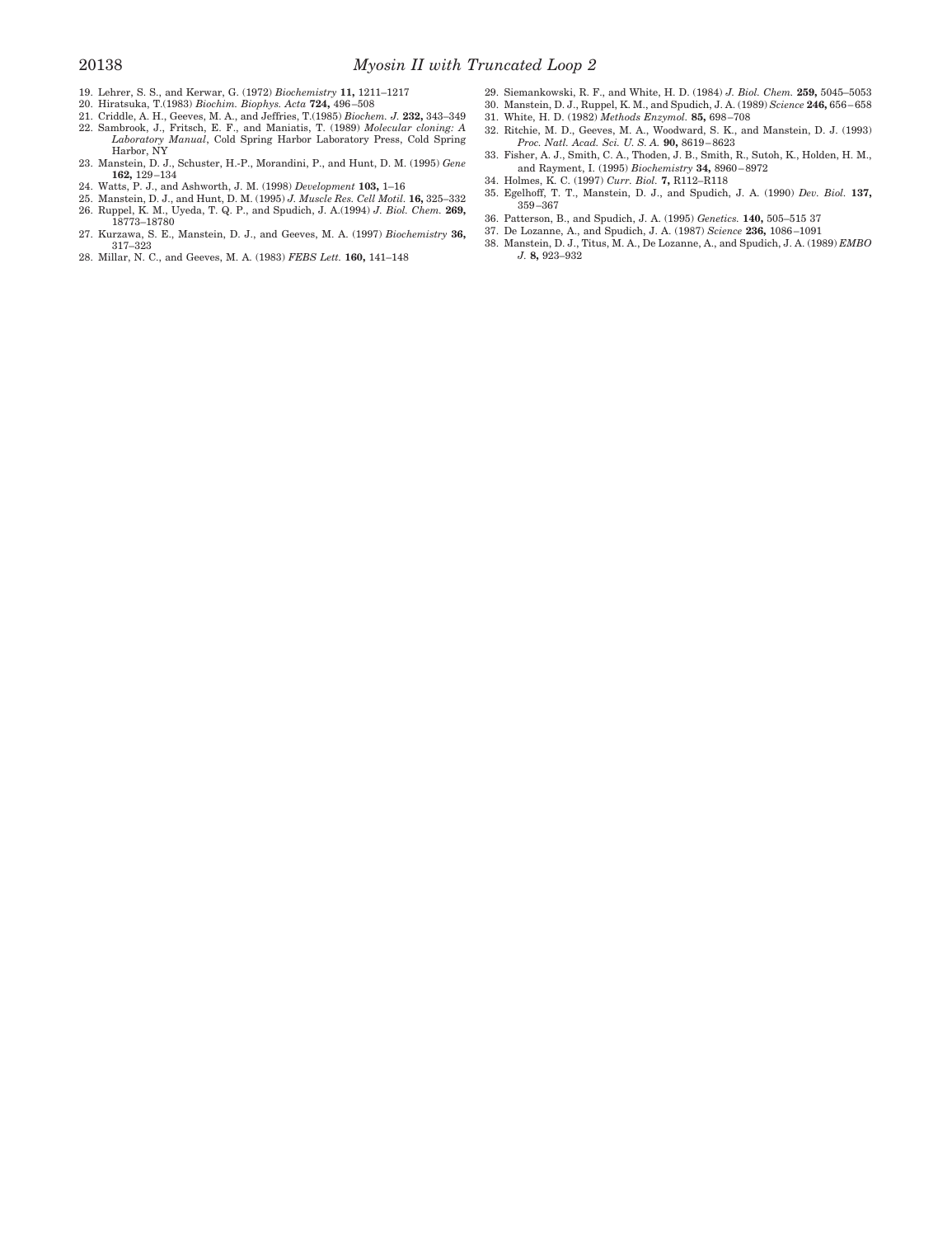19. Lehrer, S. S., and Kerwar, G. (1972) *Biochemistry* **11,** 1211–1217
20. Hiratsuka, T.(1983) *Biochim. Biophys. Acta* **724,** 496–508
21. Criddle, A. H., Geeves, M. A., and Jeffries, T.(1985) *Biochem. J.* **232,** 343–349
22. Sambrook, J., Fritsch, E. F., and Maniatis, T. (1989) *Molecular cloning: A Laboratory Manual*, Cold Spring Harbor Laboratory Press, Cold Spring Harbor, NY
23. Manstein, D. J., Schuster, H.-P., Morandini, P., and Hunt, D. M. (1995) *Gene* **162,** 129–134
24. Watts, P. J., and Ashworth, J. M. (1998) *Development* **103,** 1–16
25. Manstein, D. J., and Hunt, D. M. (1995) *J. Muscle Res. Cell Motil.* **16,** 325–332
26. Ruppel, K. M., Uyeda, T. Q. P., and Spudich, J. A.(1994) *J. Biol. Chem.* **269,** 18773–18780
27. Kurzawa, S. E., Manstein, D. J., and Geeves, M. A. (1997) *Biochemistry* **36,** 317–323
28. Millar, N. C., and Geeves, M. A. (1983) *FEBS Lett.* **160,** 141–148
29. Siemankowski, R. F., and White, H. D. (1984) *J. Biol. Chem.* **259,** 5045–5053
30. Manstein, D. J., Ruppel, K. M., and Spudich, J. A. (1989) *Science* **246,** 656–658
31. White, H. D. (1982) *Methods Enzymol.* **85,** 698–708
32. Ritchie, M. D., Geeves, M. A., Woodward, S. K., and Manstein, D. J. (1993) *Proc. Natl. Acad. Sci. U. S. A.* **90,** 8619–8623
33. Fisher, A. J., Smith, C. A., Thoden, J. B., Smith, R., Sutoh, K., Holden, H. M., and Rayment, I. (1995) *Biochemistry* **34,** 8960–8972
34. Holmes, K. C. (1997) *Curr. Biol.* **7,** R112–R118
35. Egelhoff, T. T., Manstein, D. J., and Spudich, J. A. (1990) *Dev. Biol.* **137,** 359–367
36. Patterson, B., and Spudich, J. A. (1995) *Genetics.* **140,** 505–515 37
37. De Lozanne, A., and Spudich, J. A. (1987) *Science* **236,** 1086–1091
38. Manstein, D. J., Titus, M. A., De Lozanne, A., and Spudich, J. A. (1989) *EMBO J.* **8,** 923–932